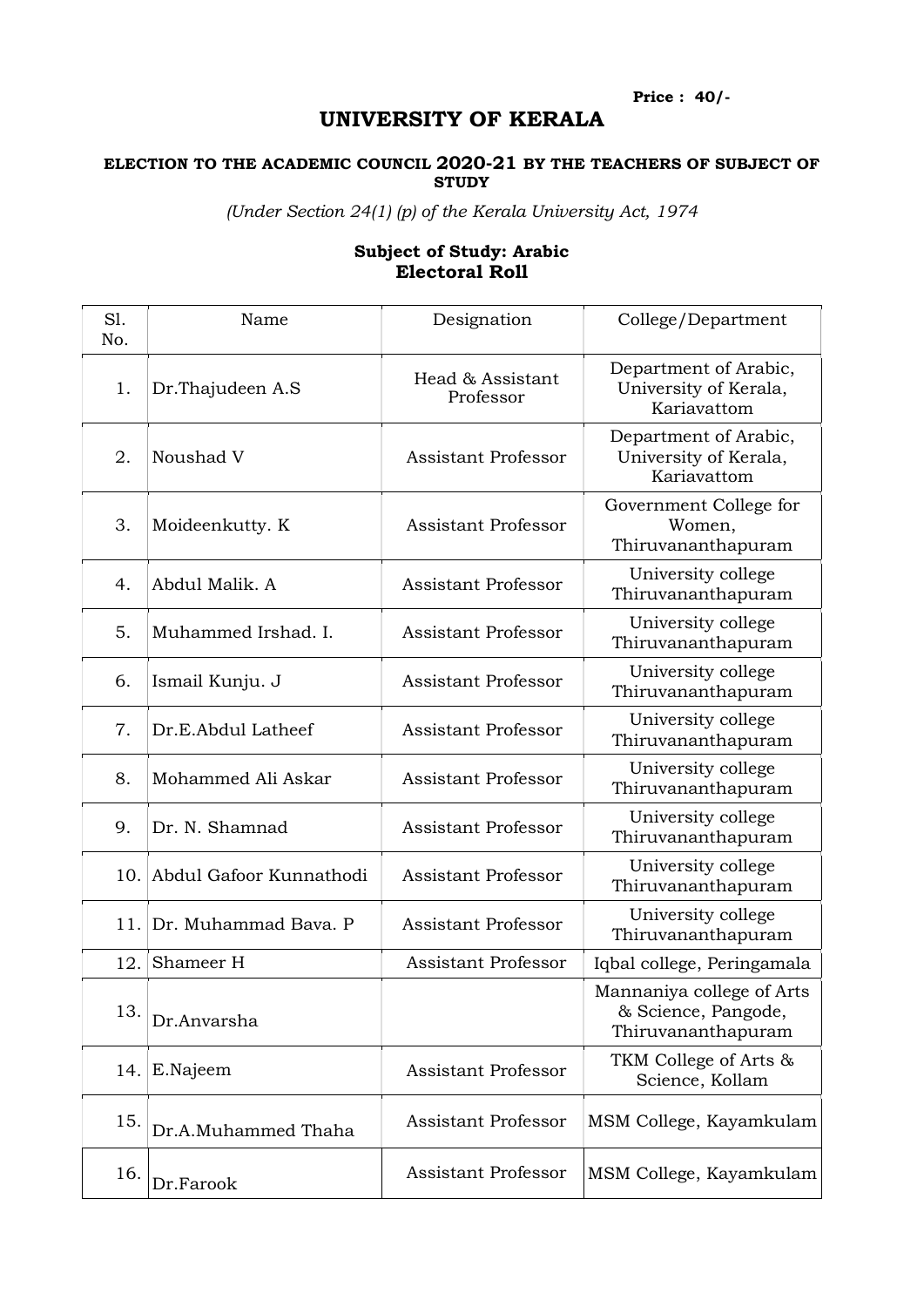**Price : 40/-**

# UNIVERSITY OF KERALA

#### ELECTION TO THE ACADEMIC COUNCIL 2020-21 BY THE TEACHERS OF SUBJECT OF STUDY

*(Under Section 24(1) (p) of the Kerala University Act, 1974*

### Subject of Study: Arabic
### Electoral Roll

| Sl. No. | Name | Designation | College/Department |
|---|---|---|---|
| 1. | Dr.Thajudeen A.S | Head & Assistant Professor | Department of Arabic, University of Kerala, Kariavattom |
| 2. | Noushad V | Assistant Professor | Department of Arabic, University of Kerala, Kariavattom |
| 3. | Moideenkutty. K | Assistant Professor | Government College for Women, Thiruvananthapuram |
| 4. | Abdul Malik. A | Assistant Professor | University college Thiruvananthapuram |
| 5. | Muhammed Irshad. I. | Assistant Professor | University college Thiruvananthapuram |
| 6. | Ismail Kunju. J | Assistant Professor | University college Thiruvananthapuram |
| 7. | Dr.E.Abdul Latheef | Assistant Professor | University college Thiruvananthapuram |
| 8. | Mohammed Ali Askar | Assistant Professor | University college Thiruvananthapuram |
| 9. | Dr. N. Shamnad | Assistant Professor | University college Thiruvananthapuram |
| 10. | Abdul Gafoor Kunnathodi | Assistant Professor | University college Thiruvananthapuram |
| 11. | Dr. Muhammad Bava. P | Assistant Professor | University college Thiruvananthapuram |
| 12. | Shameer H | Assistant Professor | Iqbal college, Peringamala |
| 13. | Dr.Anvarsha | | Mannaniya college of Arts & Science, Pangode, Thiruvananthapuram |
| 14. | E.Najeem | Assistant Professor | TKM College of Arts & Science, Kollam |
| 15. | Dr.A.Muhammed Thaha | Assistant Professor | MSM College, Kayamkulam |
| 16. | Dr.Farook | Assistant Professor | MSM College, Kayamkulam |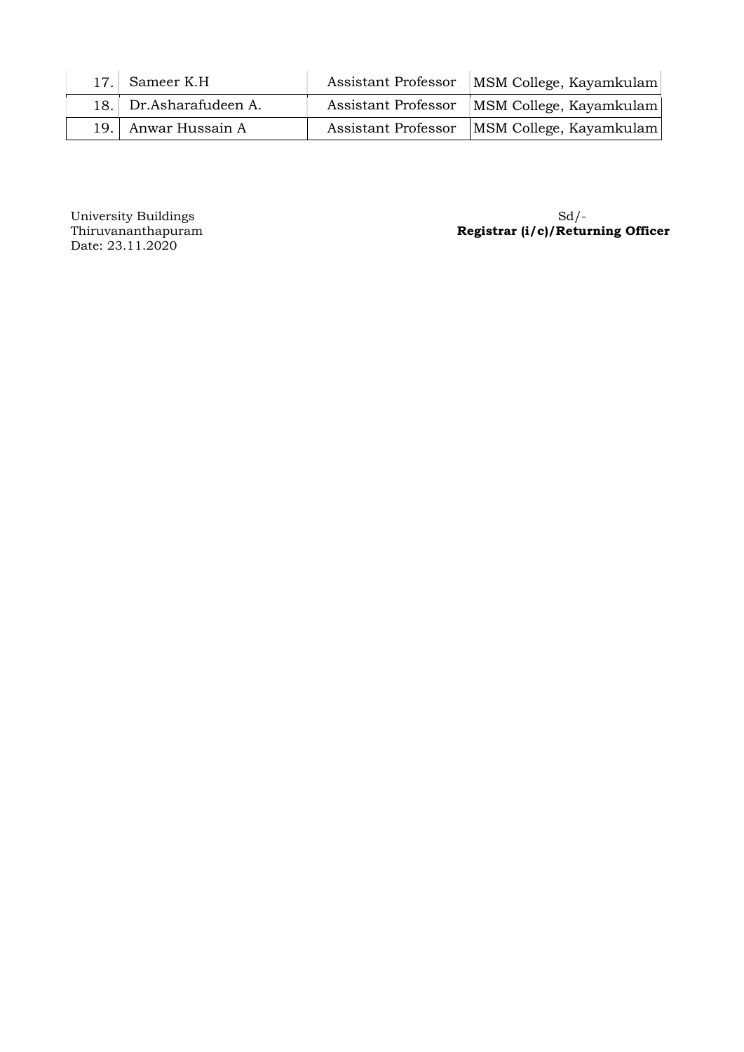| | | | |
|---|---|---|---|
| 17. | Sameer K.H | Assistant Professor | MSM College, Kayamkulam |
| 18. | Dr.Asharafudeen A. | Assistant Professor | MSM College, Kayamkulam |
| 19. | Anwar Hussain A | Assistant Professor | MSM College, Kayamkulam |

University Buildings
Thiruvananthapuram
Date: 23.11.2020

Sd/-
**Registrar (i/c)/Returning Officer**